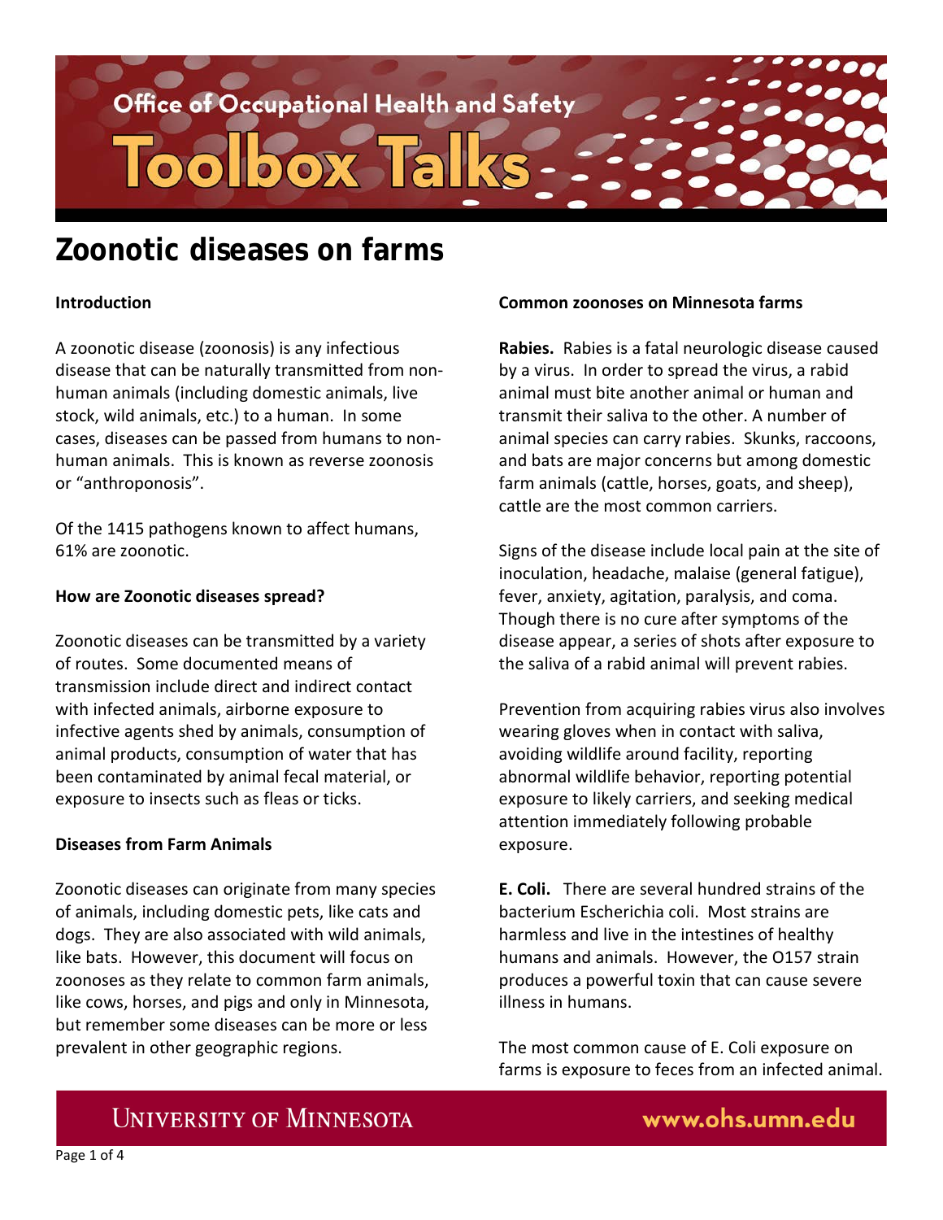# Zoonotic diseases on farms

## Introduction

A zoonotic disease (zoonosis) is any infectious disease that can be naturally transmitted from non-human animals (including domestic animals, live stock, wild animals, etc.) to a human. In some cases, diseases can be passed from humans to non-human animals. This is known as reverse zoonosis or "anthroponosis".

Of the 1415 pathogens known to affect humans, 61% are zoonotic.

## How are Zoonotic diseases spread?

Zoonotic diseases can be transmitted by a variety of routes. Some documented means of transmission include direct and indirect contact with infected animals, airborne exposure to infective agents shed by animals, consumption of animal products, consumption of water that has been contaminated by animal fecal material, or exposure to insects such as fleas or ticks.

## Diseases from Farm Animals

Zoonotic diseases can originate from many species of animals, including domestic pets, like cats and dogs. They are also associated with wild animals, like bats. However, this document will focus on zoonoses as they relate to common farm animals, like cows, horses, and pigs and only in Minnesota, but remember some diseases can be more or less prevalent in other geographic regions.

## Common zoonoses on Minnesota farms

**Rabies.** Rabies is a fatal neurologic disease caused by a virus. In order to spread the virus, a rabid animal must bite another animal or human and transmit their saliva to the other. A number of animal species can carry rabies. Skunks, raccoons, and bats are major concerns but among domestic farm animals (cattle, horses, goats, and sheep), cattle are the most common carriers.

Signs of the disease include local pain at the site of inoculation, headache, malaise (general fatigue), fever, anxiety, agitation, paralysis, and coma. Though there is no cure after symptoms of the disease appear, a series of shots after exposure to the saliva of a rabid animal will prevent rabies.

Prevention from acquiring rabies virus also involves wearing gloves when in contact with saliva, avoiding wildlife around facility, reporting abnormal wildlife behavior, reporting potential exposure to likely carriers, and seeking medical attention immediately following probable exposure.

**E. Coli.** There are several hundred strains of the bacterium Escherichia coli. Most strains are harmless and live in the intestines of healthy humans and animals. However, the O157 strain produces a powerful toxin that can cause severe illness in humans.

The most common cause of E. Coli exposure on farms is exposure to feces from an infected animal.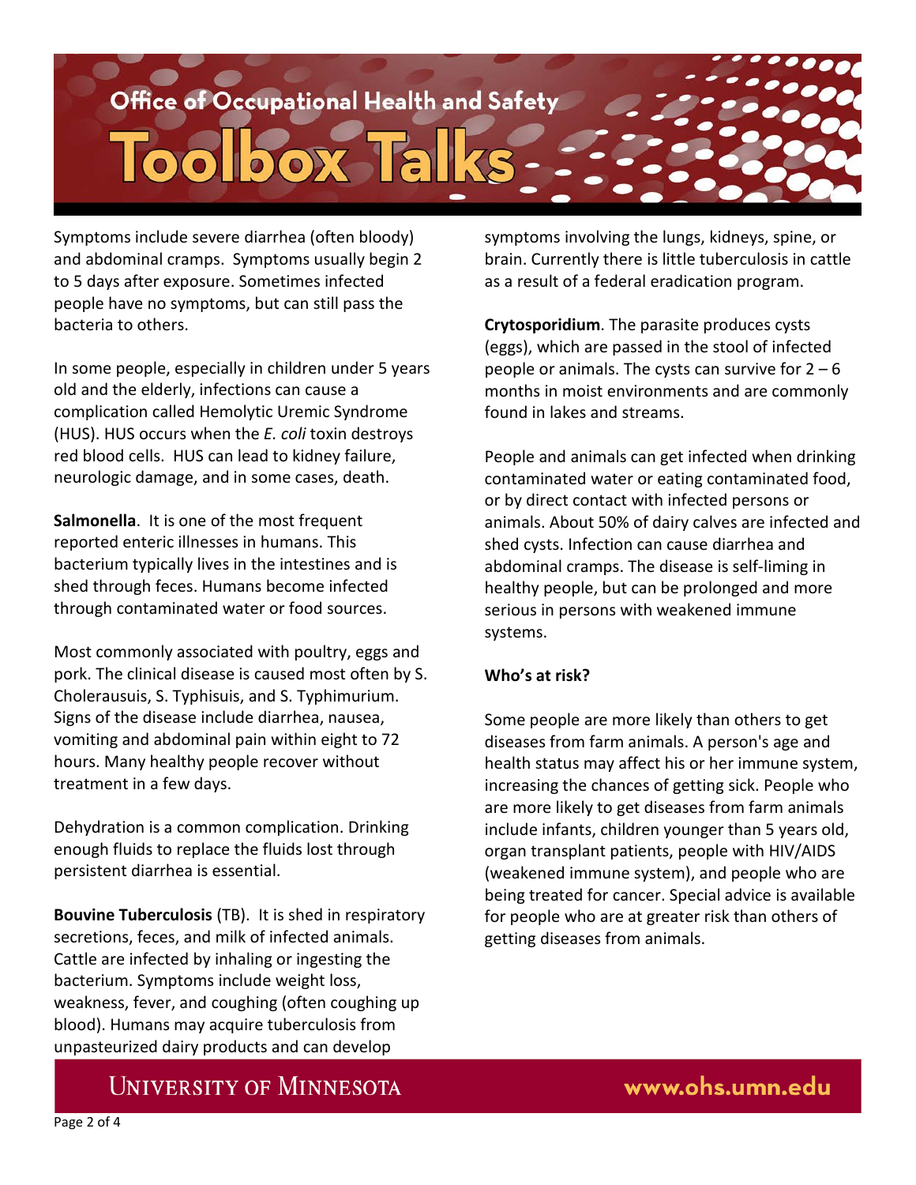Symptoms include severe diarrhea (often bloody) and abdominal cramps. Symptoms usually begin 2 to 5 days after exposure. Sometimes infected people have no symptoms, but can still pass the bacteria to others.

In some people, especially in children under 5 years old and the elderly, infections can cause a complication called Hemolytic Uremic Syndrome (HUS). HUS occurs when the *E. coli* toxin destroys red blood cells. HUS can lead to kidney failure, neurologic damage, and in some cases, death.

**Salmonella**. It is one of the most frequent reported enteric illnesses in humans. This bacterium typically lives in the intestines and is shed through feces. Humans become infected through contaminated water or food sources.

Most commonly associated with poultry, eggs and pork. The clinical disease is caused most often by S. Cholerausuis, S. Typhisuis, and S. Typhimurium. Signs of the disease include diarrhea, nausea, vomiting and abdominal pain within eight to 72 hours. Many healthy people recover without treatment in a few days.

Dehydration is a common complication. Drinking enough fluids to replace the fluids lost through persistent diarrhea is essential.

**Bouvine Tuberculosis** (TB). It is shed in respiratory secretions, feces, and milk of infected animals. Cattle are infected by inhaling or ingesting the bacterium. Symptoms include weight loss, weakness, fever, and coughing (often coughing up blood). Humans may acquire tuberculosis from unpasteurized dairy products and can develop symptoms involving the lungs, kidneys, spine, or brain. Currently there is little tuberculosis in cattle as a result of a federal eradication program.

**Crytosporidium**. The parasite produces cysts (eggs), which are passed in the stool of infected people or animals. The cysts can survive for 2 – 6 months in moist environments and are commonly found in lakes and streams.

People and animals can get infected when drinking contaminated water or eating contaminated food, or by direct contact with infected persons or animals. About 50% of dairy calves are infected and shed cysts. Infection can cause diarrhea and abdominal cramps. The disease is self-liming in healthy people, but can be prolonged and more serious in persons with weakened immune systems.

**Who's at risk?**

Some people are more likely than others to get diseases from farm animals. A person's age and health status may affect his or her immune system, increasing the chances of getting sick. People who are more likely to get diseases from farm animals include infants, children younger than 5 years old, organ transplant patients, people with HIV/AIDS (weakened immune system), and people who are being treated for cancer. Special advice is available for people who are at greater risk than others of getting diseases from animals.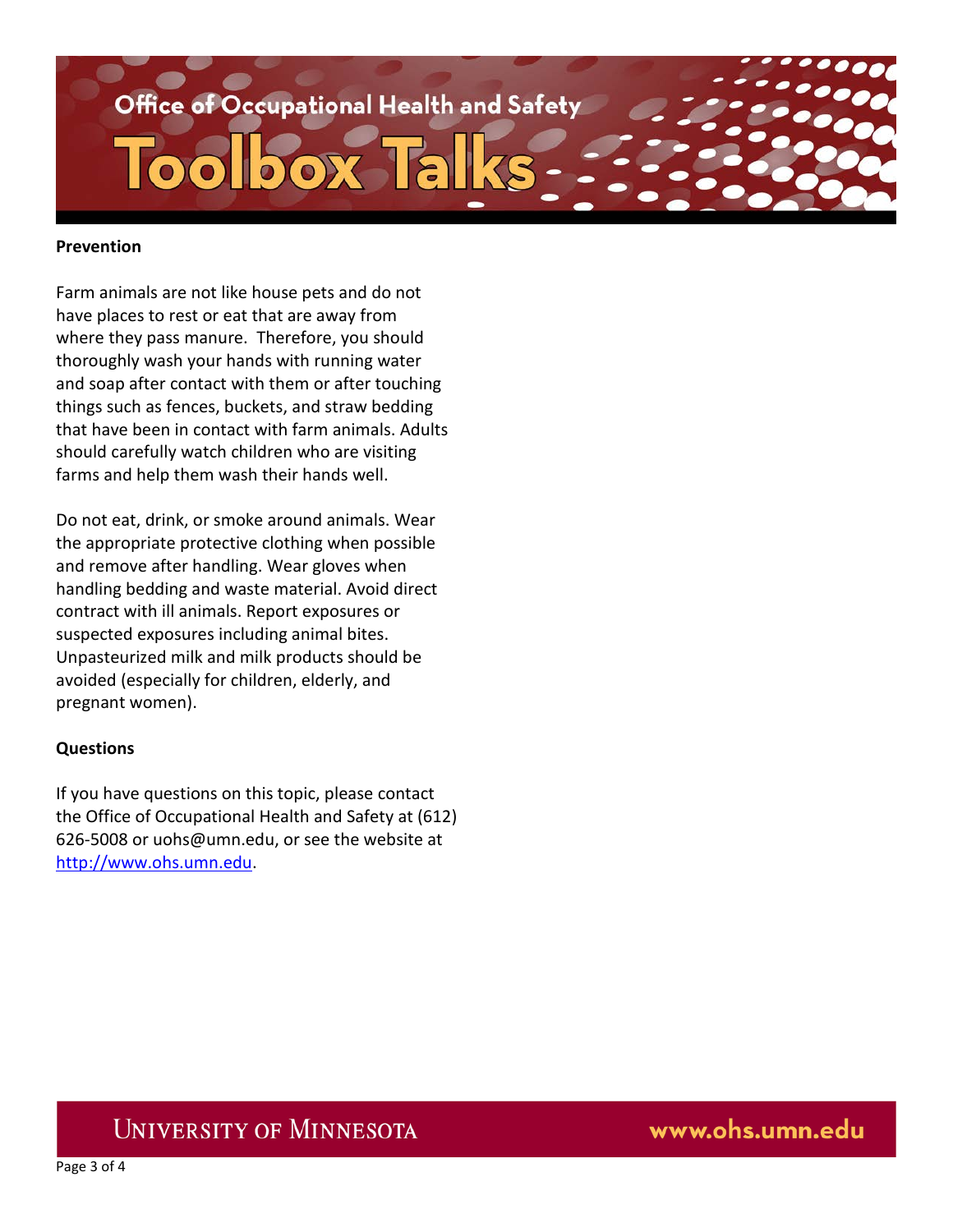## Prevention

Farm animals are not like house pets and do not have places to rest or eat that are away from where they pass manure. Therefore, you should thoroughly wash your hands with running water and soap after contact with them or after touching things such as fences, buckets, and straw bedding that have been in contact with farm animals. Adults should carefully watch children who are visiting farms and help them wash their hands well.

Do not eat, drink, or smoke around animals. Wear the appropriate protective clothing when possible and remove after handling. Wear gloves when handling bedding and waste material. Avoid direct contract with ill animals. Report exposures or suspected exposures including animal bites. Unpasteurized milk and milk products should be avoided (especially for children, elderly, and pregnant women).

## Questions

If you have questions on this topic, please contact the Office of Occupational Health and Safety at (612) 626-5008 or uohs@umn.edu, or see the website at [http://www.ohs.umn.edu](http://www.ohs.umn.edu).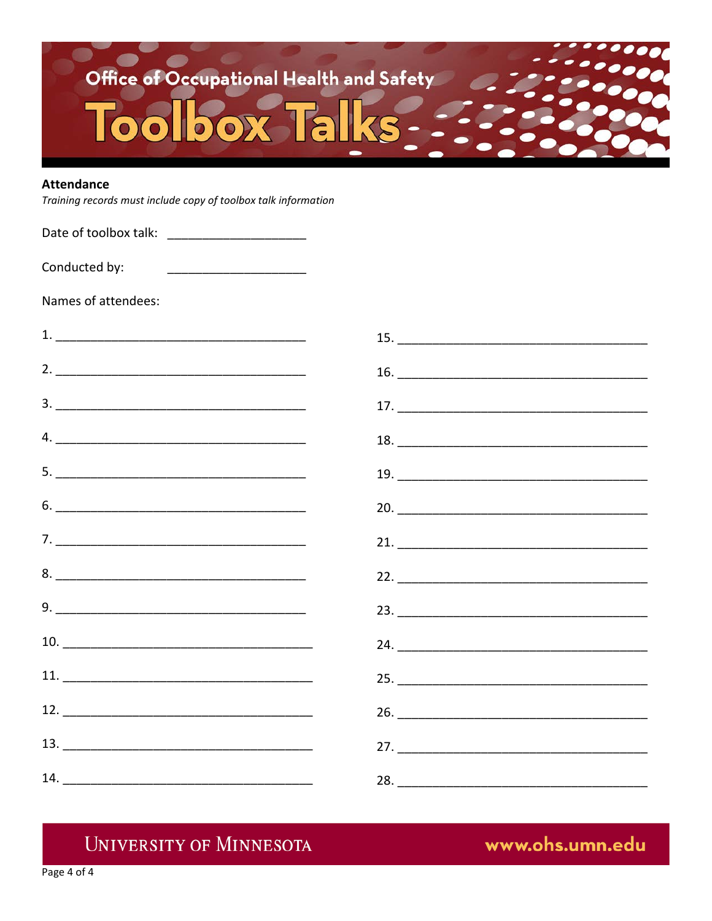Office of Occupational Health and Safety

# Toolbox Talks

**Attendance**

*Training records must include copy of toolbox talk information*

Date of toolbox talk: ____________________

Conducted by: ____________________

Names of attendees:

1. ____________________________________
2. ____________________________________
3. ____________________________________
4. ____________________________________
5. ____________________________________
6. ____________________________________
7. ____________________________________
8. ____________________________________
9. ____________________________________
10. ____________________________________
11. ____________________________________
12. ____________________________________
13. ____________________________________
14. ____________________________________
15. ____________________________________
16. ____________________________________
17. ____________________________________
18. ____________________________________
19. ____________________________________
20. ____________________________________
21. ____________________________________
22. ____________________________________
23. ____________________________________
24. ____________________________________
25. ____________________________________
26. ____________________________________
27. ____________________________________
28. ____________________________________

University of Minnesota www.ohs.umn.edu